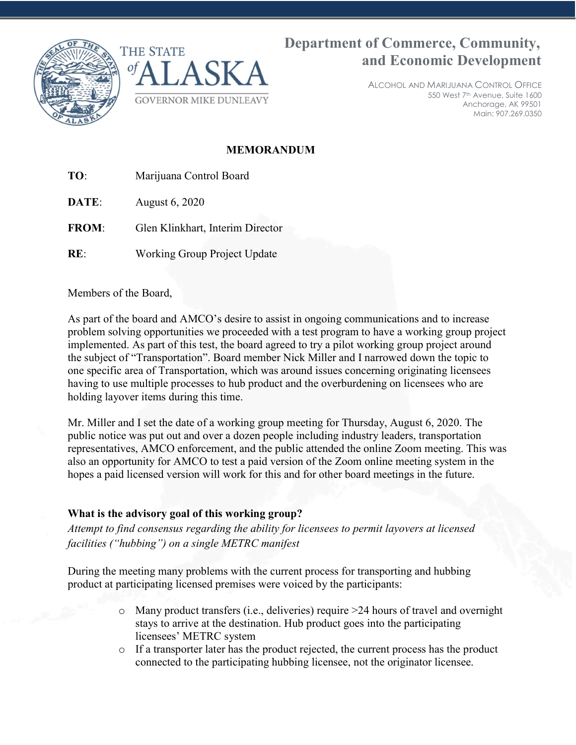**Department of Commerce, Community, and Economic Development**

ALCOHOL AND MARIJUANA CONTROL OFFICE
550 West 7th Avenue, Suite 1600
Anchorage, AK 99501
Main: 907.269.0350

THE STATE of ALASKA
GOVERNOR MIKE DUNLEAVY

**MEMORANDUM**

**TO**: Marijuana Control Board

**DATE**: August 6, 2020

**FROM**: Glen Klinkhart, Interim Director

**RE**: Working Group Project Update

Members of the Board,

As part of the board and AMCO's desire to assist in ongoing communications and to increase problem solving opportunities we proceeded with a test program to have a working group project implemented. As part of this test, the board agreed to try a pilot working group project around the subject of "Transportation". Board member Nick Miller and I narrowed down the topic to one specific area of Transportation, which was around issues concerning originating licensees having to use multiple processes to hub product and the overburdening on licensees who are holding layover items during this time.

Mr. Miller and I set the date of a working group meeting for Thursday, August 6, 2020. The public notice was put out and over a dozen people including industry leaders, transportation representatives, AMCO enforcement, and the public attended the online Zoom meeting. This was also an opportunity for AMCO to test a paid version of the Zoom online meeting system in the hopes a paid licensed version will work for this and for other board meetings in the future.

**What is the advisory goal of this working group?**

*Attempt to find consensus regarding the ability for licensees to permit layovers at licensed facilities ("hubbing") on a single METRC manifest*

During the meeting many problems with the current process for transporting and hubbing product at participating licensed premises were voiced by the participants:

- Many product transfers (i.e., deliveries) require >24 hours of travel and overnight stays to arrive at the destination. Hub product goes into the participating licensees' METRC system
- If a transporter later has the product rejected, the current process has the product connected to the participating hubbing licensee, not the originator licensee.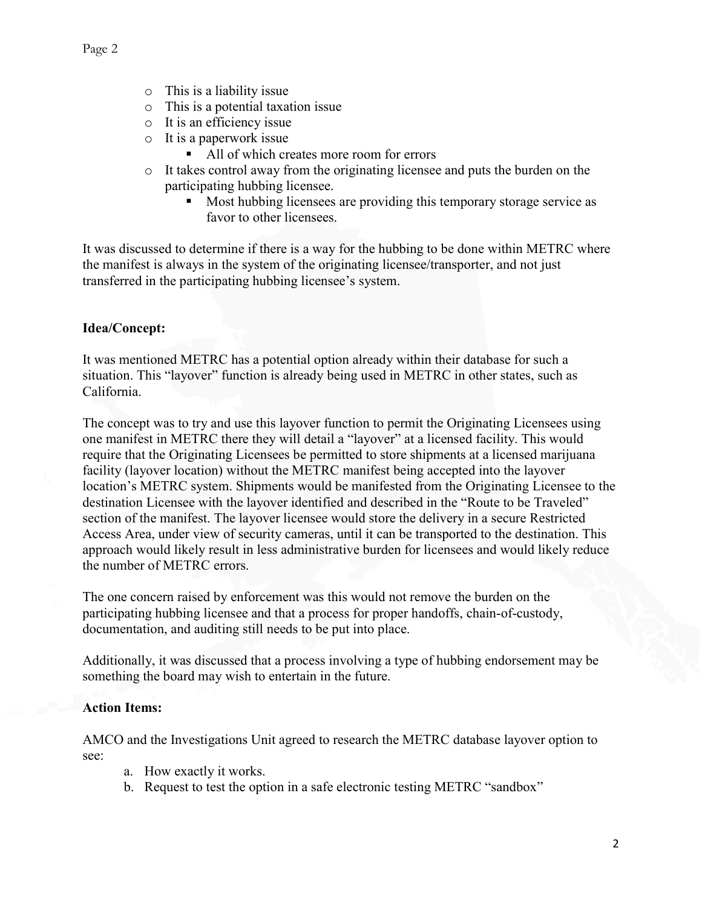- This is a liability issue
- This is a potential taxation issue
- It is an efficiency issue
- It is a paperwork issue
  - All of which creates more room for errors
- It takes control away from the originating licensee and puts the burden on the participating hubbing licensee.
  - Most hubbing licensees are providing this temporary storage service as favor to other licensees.

It was discussed to determine if there is a way for the hubbing to be done within METRC where the manifest is always in the system of the originating licensee/transporter, and not just transferred in the participating hubbing licensee's system.

**Idea/Concept:**

It was mentioned METRC has a potential option already within their database for such a situation. This "layover" function is already being used in METRC in other states, such as California.

The concept was to try and use this layover function to permit the Originating Licensees using one manifest in METRC there they will detail a "layover" at a licensed facility. This would require that the Originating Licensees be permitted to store shipments at a licensed marijuana facility (layover location) without the METRC manifest being accepted into the layover location's METRC system. Shipments would be manifested from the Originating Licensee to the destination Licensee with the layover identified and described in the "Route to be Traveled" section of the manifest. The layover licensee would store the delivery in a secure Restricted Access Area, under view of security cameras, until it can be transported to the destination. This approach would likely result in less administrative burden for licensees and would likely reduce the number of METRC errors.

The one concern raised by enforcement was this would not remove the burden on the participating hubbing licensee and that a process for proper handoffs, chain-of-custody, documentation, and auditing still needs to be put into place.

Additionally, it was discussed that a process involving a type of hubbing endorsement may be something the board may wish to entertain in the future.

**Action Items:**

AMCO and the Investigations Unit agreed to research the METRC database layover option to see:

a. How exactly it works.
b. Request to test the option in a safe electronic testing METRC "sandbox"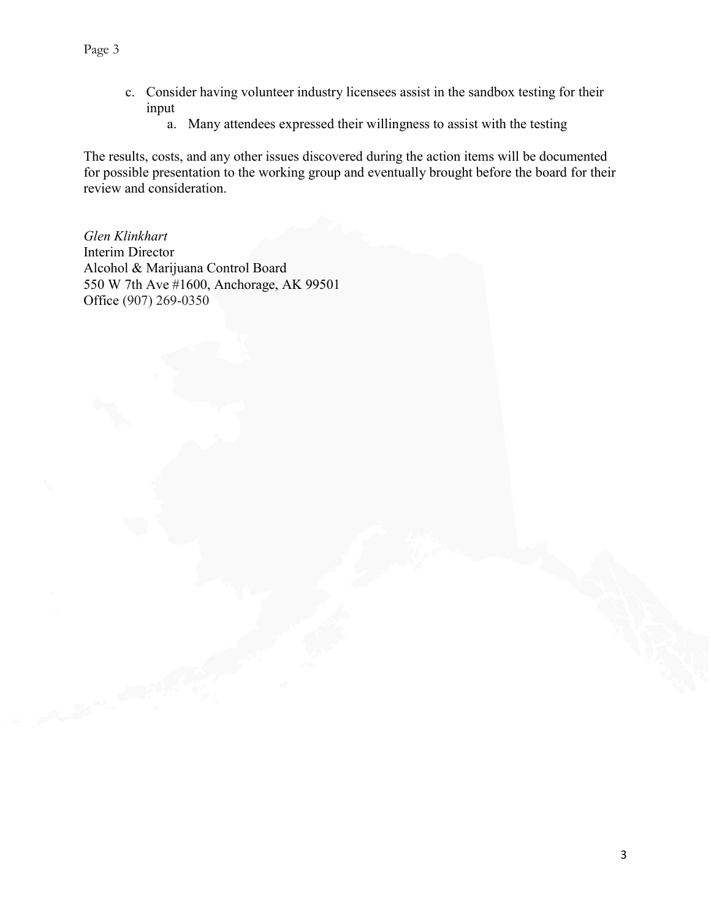c. Consider having volunteer industry licensees assist in the sandbox testing for their input
    a. Many attendees expressed their willingness to assist with the testing

The results, costs, and any other issues discovered during the action items will be documented for possible presentation to the working group and eventually brought before the board for their review and consideration.

*Glen Klinkhart*
Interim Director
Alcohol & Marijuana Control Board
550 W 7th Ave #1600, Anchorage, AK 99501
Office (907) 269-0350